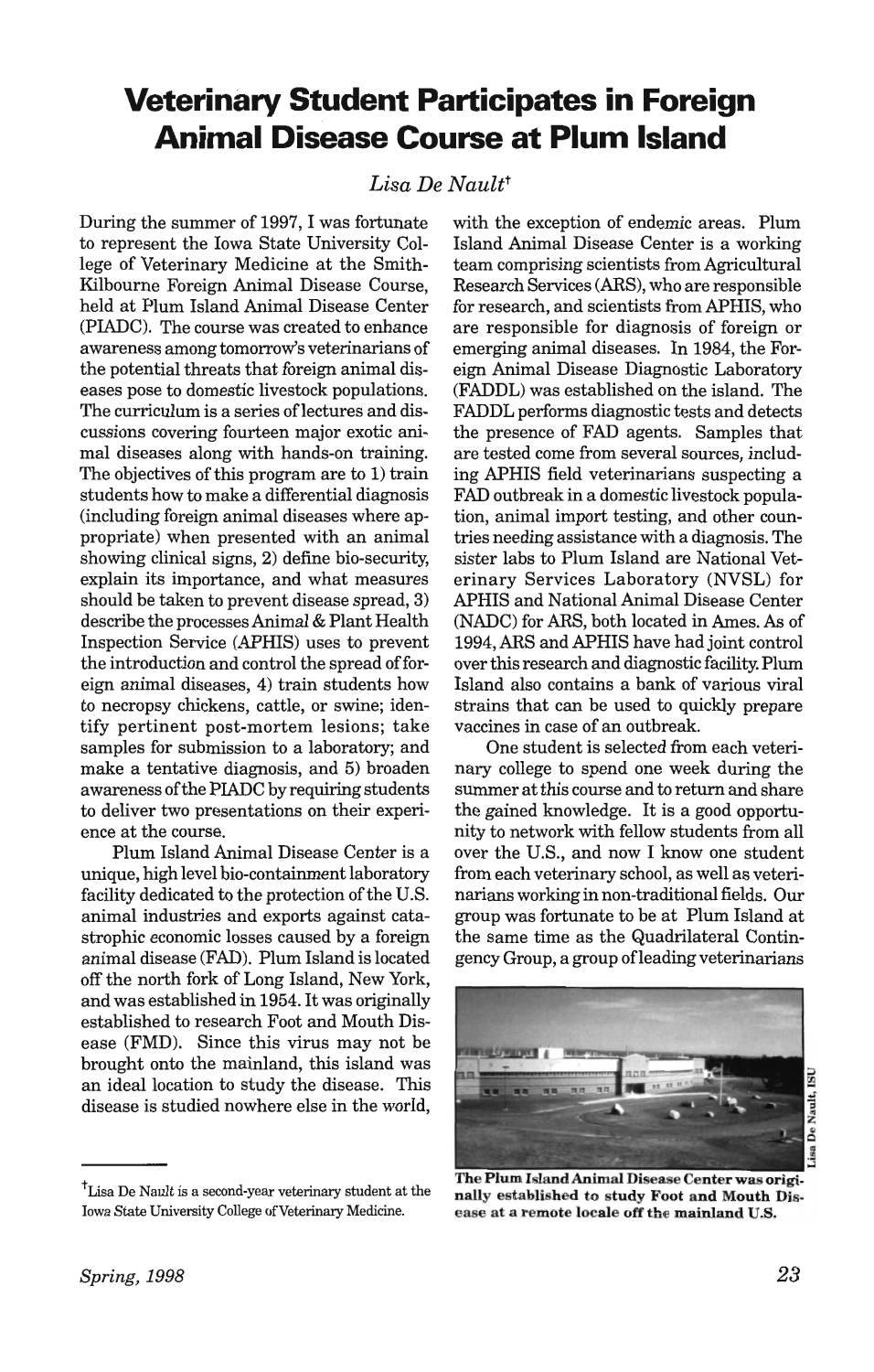# Veterinary Student Participates in Foreign Animal Disease Course at Plum Island

*Lisa De Nault*[†]

During the summer of 1997, I was fortunate to represent the Iowa State University College of Veterinary Medicine at the Smith-Kilbourne Foreign Animal Disease Course, held at Plum Island Animal Disease Center (PIADC). The course was created to enhance awareness among tomorrow's veterinarians of the potential threats that foreign animal diseases pose to domestic livestock populations. The curriculum is a series of lectures and discussions covering fourteen major exotic animal diseases along with hands-on training. The objectives of this program are to 1) train students how to make a differential diagnosis (including foreign animal diseases where appropriate) when presented with an animal showing clinical signs, 2) define bio-security, explain its importance, and what measures should be taken to prevent disease spread, 3) describe the processes Animal & Plant Health Inspection Service (APHIS) uses to prevent the introduction and control the spread of foreign animal diseases, 4) train students how to necropsy chickens, cattle, or swine; identify pertinent post-mortem lesions; take samples for submission to a laboratory; and make a tentative diagnosis, and 5) broaden awareness of the PIADC by requiring students to deliver two presentations on their experience at the course.

Plum Island Animal Disease Center is a unique, high level bio-containment laboratory facility dedicated to the protection of the U.S. animal industries and exports against catastrophic economic losses caused by a foreign animal disease (FAD). Plum Island is located off the north fork of Long Island, New York, and was established in 1954. It was originally established to research Foot and Mouth Disease (FMD). Since this virus may not be brought onto the mainland, this island was an ideal location to study the disease. This disease is studied nowhere else in the world, with the exception of endemic areas. Plum Island Animal Disease Center is a working team comprising scientists from Agricultural Research Services (ARS), who are responsible for research, and scientists from APHIS, who are responsible for diagnosis of foreign or emerging animal diseases. In 1984, the Foreign Animal Disease Diagnostic Laboratory (FADDL) was established on the island. The FADDL performs diagnostic tests and detects the presence of FAD agents. Samples that are tested come from several sources, including APHIS field veterinarians suspecting a FAD outbreak in a domestic livestock population, animal import testing, and other countries needing assistance with a diagnosis. The sister labs to Plum Island are National Veterinary Services Laboratory (NVSL) for APHIS and National Animal Disease Center (NADC) for ARS, both located in Ames. As of 1994, ARS and APHIS have had joint control over this research and diagnostic facility. Plum Island also contains a bank of various viral strains that can be used to quickly prepare vaccines in case of an outbreak.

One student is selected from each veterinary college to spend one week during the summer at this course and to return and share the gained knowledge. It is a good opportunity to network with fellow students from all over the U.S., and now I know one student from each veterinary school, as well as veterinarians working in non-traditional fields. Our group was fortunate to be at Plum Island at the same time as the Quadrilateral Contingency Group, a group of leading veterinarians

**The Plum Island Animal Disease Center was originally established to study Foot and Mouth Disease at a remote locale off the mainland U.S.**

Lisa De Nault, ISU

---

[†]Lisa De Nault is a second-year veterinary student at the Iowa State University College of Veterinary Medicine.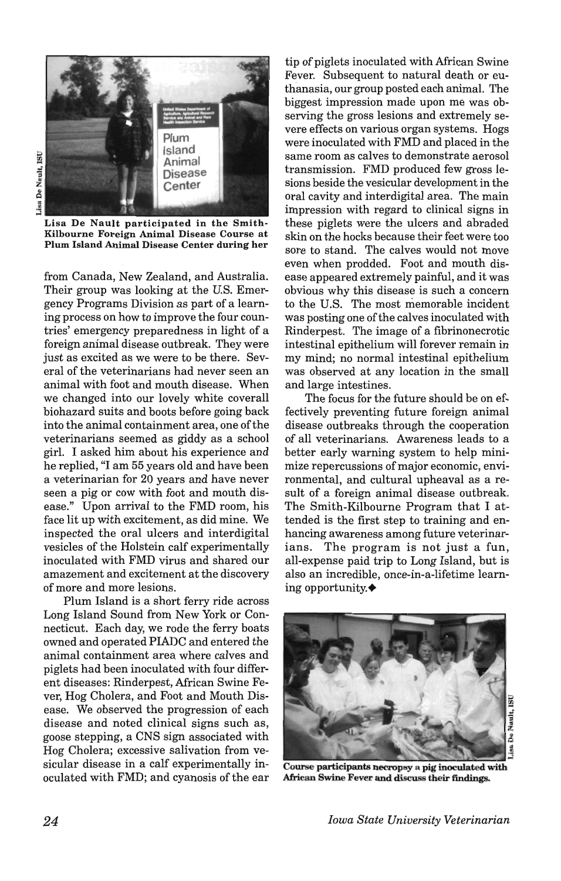Lisa De Nault participated in the Smith-Kilbourne Foreign Animal Disease Course at Plum Island Animal Disease Center during her

from Canada, New Zealand, and Australia. Their group was looking at the U.S. Emergency Programs Division as part of a learning process on how to improve the four countries' emergency preparedness in light of a foreign animal disease outbreak. They were just as excited as we were to be there. Several of the veterinarians had never seen an animal with foot and mouth disease. When we changed into our lovely white coverall biohazard suits and boots before going back into the animal containment area, one of the veterinarians seemed as giddy as a school girl. I asked him about his experience and he replied, "I am 55 years old and have been a veterinarian for 20 years and have never seen a pig or cow with foot and mouth disease." Upon arrival to the FMD room, his face lit up with excitement, as did mine. We inspected the oral ulcers and interdigital vesicles of the Holstein calf experimentally inoculated with FMD virus and shared our amazement and excitement at the discovery of more and more lesions.

Plum Island is a short ferry ride across Long Island Sound from New York or Connecticut. Each day, we rode the ferry boats owned and operated PIADC and entered the animal containment area where calves and piglets had been inoculated with four different diseases: Rinderpest, African Swine Fever, Hog Cholera, and Foot and Mouth Disease. We observed the progression of each disease and noted clinical signs such as, goose stepping, a CNS sign associated with Hog Cholera; excessive salivation from vesicular disease in a calf experimentally inoculated with FMD; and cyanosis of the ear tip of piglets inoculated with African Swine Fever. Subsequent to natural death or euthanasia, our group posted each animal. The biggest impression made upon me was observing the gross lesions and extremely severe effects on various organ systems. Hogs were inoculated with FMD and placed in the same room as calves to demonstrate aerosol transmission. FMD produced few gross lesions beside the vesicular development in the oral cavity and interdigital area. The main impression with regard to clinical signs in these piglets were the ulcers and abraded skin on the hocks because their feet were too sore to stand. The calves would not move even when prodded. Foot and mouth disease appeared extremely painful, and it was obvious why this disease is such a concern to the U.S. The most memorable incident was posting one of the calves inoculated with Rinderpest. The image of a fibrinonecrotic intestinal epithelium will forever remain in my mind; no normal intestinal epithelium was observed at any location in the small and large intestines.

The focus for the future should be on effectively preventing future foreign animal disease outbreaks through the cooperation of all veterinarians. Awareness leads to a better early warning system to help minimize repercussions of major economic, environmental, and cultural upheaval as a result of a foreign animal disease outbreak. The Smith-Kilbourne Program that I attended is the first step to training and enhancing awareness among future veterinarians. The program is not just a fun, all-expense paid trip to Long Island, but is also an incredible, once-in-a-lifetime learning opportunity.◆

Course participants necropsy a pig inoculated with African Swine Fever and discuss their findings.